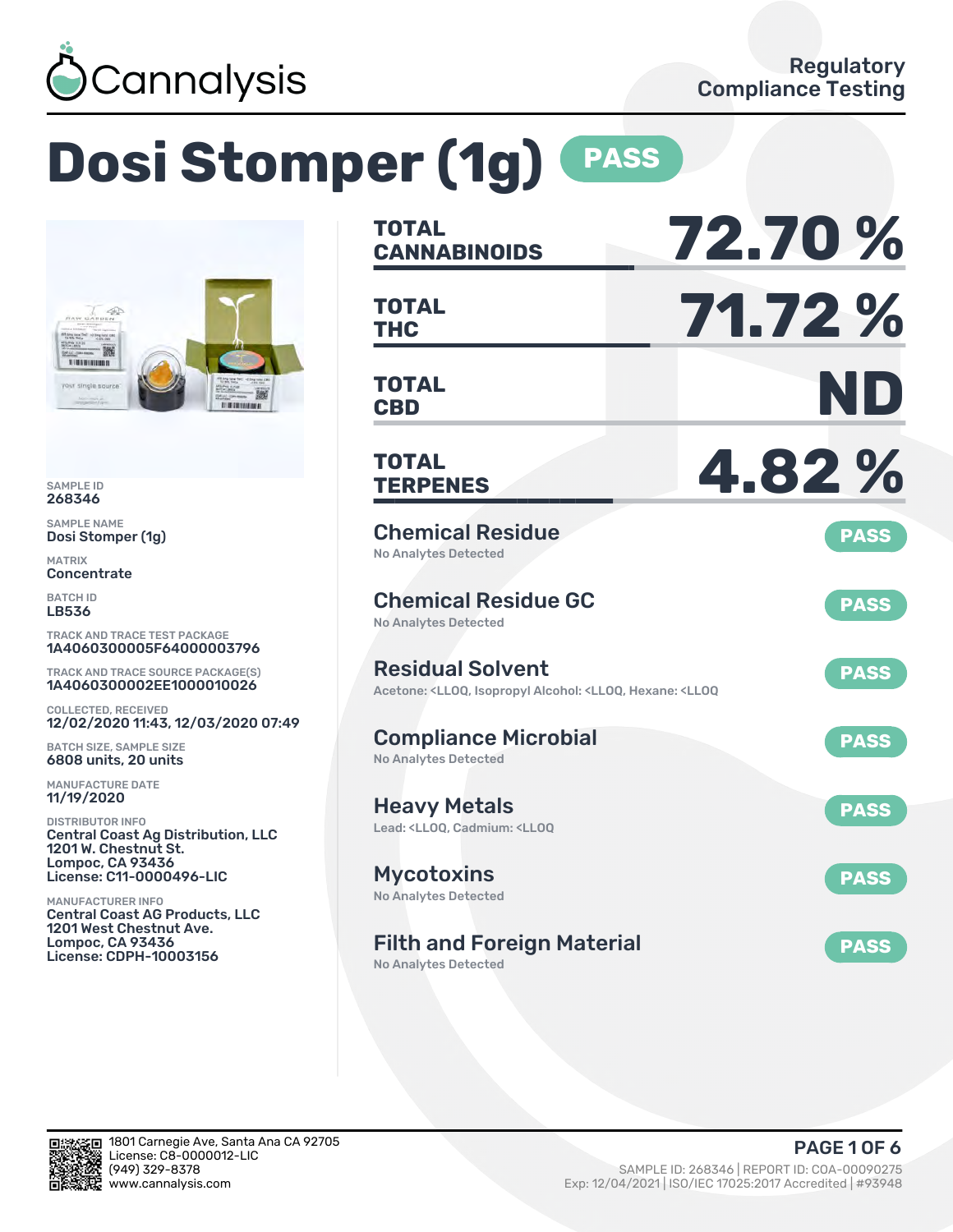Cannalysis

Regulatory Compliance Testing

# Dosi Stomper (1g) PASS

SAMPLE ID
268346

SAMPLE NAME
Dosi Stomper (1g)

MATRIX
Concentrate

BATCH ID
LB536

TRACK AND TRACE TEST PACKAGE
1A4060300005F64000003796

TRACK AND TRACE SOURCE PACKAGE(S)
1A4060300002EE1000010026

COLLECTED, RECEIVED
12/02/2020 11:43, 12/03/2020 07:49

BATCH SIZE, SAMPLE SIZE
6808 units, 20 units

MANUFACTURE DATE
11/19/2020

DISTRIBUTOR INFO
Central Coast Ag Distribution, LLC
1201 W. Chestnut St.
Lompoc, CA 93436
License: C11-0000496-LIC

MANUFACTURER INFO
Central Coast AG Products, LLC
1201 West Chestnut Ave.
Lompoc, CA 93436
License: CDPH-10003156

| | |
|---|---|
| **TOTAL CANNABINOIDS** | **72.70 %** |
| **TOTAL THC** | **71.72 %** |
| **TOTAL CBD** | **ND** |
| **TOTAL TERPENES** | **4.82 %** |

| Test | Result |
|---|---|
| **Chemical Residue**<br>No Analytes Detected | PASS |
| **Chemical Residue GC**<br>No Analytes Detected | PASS |
| **Residual Solvent**<br>Acetone: <LLOQ, Isopropyl Alcohol: <LLOQ, Hexane: <LLOQ | PASS |
| **Compliance Microbial**<br>No Analytes Detected | PASS |
| **Heavy Metals**<br>Lead: <LLOQ, Cadmium: <LLOQ | PASS |
| **Mycotoxins**<br>No Analytes Detected | PASS |
| **Filth and Foreign Material**<br>No Analytes Detected | PASS |

1801 Carnegie Ave, Santa Ana CA 92705
License: C8-0000012-LIC
(949) 329-8378
www.cannalysis.com

SAMPLE ID: 268346 | REPORT ID: COA-00090275
Exp: 12/04/2021 | ISO/IEC 17025:2017 Accredited | #93948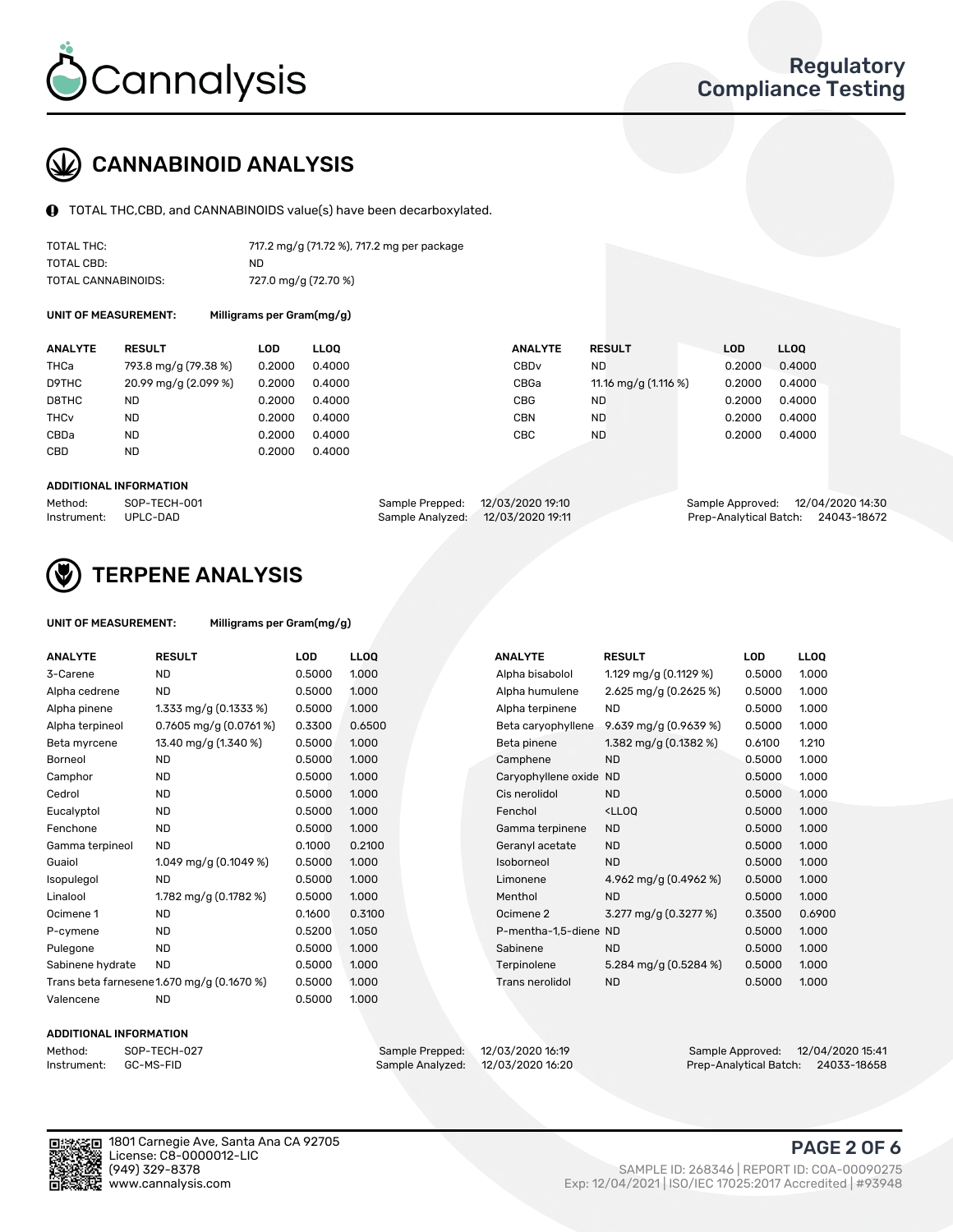# CANNABINOID ANALYSIS

TOTAL THC,CBD, and CANNABINOIDS value(s) have been decarboxylated.

| | |
|---|---|
| TOTAL THC: | 717.2 mg/g (71.72 %), 717.2 mg per package |
| TOTAL CBD: | ND |
| TOTAL CANNABINOIDS: | 727.0 mg/g (72.70 %) |

**UNIT OF MEASUREMENT:** Milligrams per Gram(mg/g)

| ANALYTE | RESULT | LOD | LLOQ | ANALYTE | RESULT | LOD | LLOQ |
|---|---|---|---|---|---|---|---|
| THCa | 793.8 mg/g (79.38 %) | 0.2000 | 0.4000 | CBDv | ND | 0.2000 | 0.4000 |
| D9THC | 20.99 mg/g (2.099 %) | 0.2000 | 0.4000 | CBGa | 11.16 mg/g (1.116 %) | 0.2000 | 0.4000 |
| D8THC | ND | 0.2000 | 0.4000 | CBG | ND | 0.2000 | 0.4000 |
| THCv | ND | 0.2000 | 0.4000 | CBN | ND | 0.2000 | 0.4000 |
| CBDa | ND | 0.2000 | 0.4000 | CBC | ND | 0.2000 | 0.4000 |
| CBD | ND | 0.2000 | 0.4000 | | | | |

**ADDITIONAL INFORMATION**

| | | | | | |
|---|---|---|---|---|---|
| Method: | SOP-TECH-001 | Sample Prepped: | 12/03/2020 19:10 | Sample Approved: | 12/04/2020 14:30 |
| Instrument: | UPLC-DAD | Sample Analyzed: | 12/03/2020 19:11 | Prep-Analytical Batch: | 24043-18672 |

# TERPENE ANALYSIS

**UNIT OF MEASUREMENT:** Milligrams per Gram(mg/g)

| ANALYTE | RESULT | LOD | LLOQ | ANALYTE | RESULT | LOD | LLOQ |
|---|---|---|---|---|---|---|---|
| 3-Carene | ND | 0.5000 | 1.000 | Alpha bisabolol | 1.129 mg/g (0.1129 %) | 0.5000 | 1.000 |
| Alpha cedrene | ND | 0.5000 | 1.000 | Alpha humulene | 2.625 mg/g (0.2625 %) | 0.5000 | 1.000 |
| Alpha pinene | 1.333 mg/g (0.1333 %) | 0.5000 | 1.000 | Alpha terpinene | ND | 0.5000 | 1.000 |
| Alpha terpineol | 0.7605 mg/g (0.0761 %) | 0.3300 | 0.6500 | Beta caryophyllene | 9.639 mg/g (0.9639 %) | 0.5000 | 1.000 |
| Beta myrcene | 13.40 mg/g (1.340 %) | 0.5000 | 1.000 | Beta pinene | 1.382 mg/g (0.1382 %) | 0.6100 | 1.210 |
| Borneol | ND | 0.5000 | 1.000 | Camphene | ND | 0.5000 | 1.000 |
| Camphor | ND | 0.5000 | 1.000 | Caryophyllene oxide | ND | 0.5000 | 1.000 |
| Cedrol | ND | 0.5000 | 1.000 | Cis nerolidol | ND | 0.5000 | 1.000 |
| Eucalyptol | ND | 0.5000 | 1.000 | Fenchol | <LLOQ | 0.5000 | 1.000 |
| Fenchone | ND | 0.5000 | 1.000 | Gamma terpinene | ND | 0.5000 | 1.000 |
| Gamma terpineol | ND | 0.1000 | 0.2100 | Geranyl acetate | ND | 0.5000 | 1.000 |
| Guaiol | 1.049 mg/g (0.1049 %) | 0.5000 | 1.000 | Isoborneol | ND | 0.5000 | 1.000 |
| Isopulegol | ND | 0.5000 | 1.000 | Limonene | 4.962 mg/g (0.4962 %) | 0.5000 | 1.000 |
| Linalool | 1.782 mg/g (0.1782 %) | 0.5000 | 1.000 | Menthol | ND | 0.5000 | 1.000 |
| Ocimene 1 | ND | 0.1600 | 0.3100 | Ocimene 2 | 3.277 mg/g (0.3277 %) | 0.3500 | 0.6900 |
| P-cymene | ND | 0.5200 | 1.050 | P-mentha-1,5-diene | ND | 0.5000 | 1.000 |
| Pulegone | ND | 0.5000 | 1.000 | Sabinene | ND | 0.5000 | 1.000 |
| Sabinene hydrate | ND | 0.5000 | 1.000 | Terpinolene | 5.284 mg/g (0.5284 %) | 0.5000 | 1.000 |
| Trans beta farnesene | 1.670 mg/g (0.1670 %) | 0.5000 | 1.000 | Trans nerolidol | ND | 0.5000 | 1.000 |
| Valencene | ND | 0.5000 | 1.000 | | | | |

**ADDITIONAL INFORMATION**

| | | | | | |
|---|---|---|---|---|---|
| Method: | SOP-TECH-027 | Sample Prepped: | 12/03/2020 16:19 | Sample Approved: | 12/04/2020 15:41 |
| Instrument: | GC-MS-FID | Sample Analyzed: | 12/03/2020 16:20 | Prep-Analytical Batch: | 24033-18658 |

1801 Carnegie Ave, Santa Ana CA 92705
License: C8-0000012-LIC
(949) 329-8378
www.cannalysis.com

SAMPLE ID: 268346 | REPORT ID: COA-00090275
Exp: 12/04/2021 | ISO/IEC 17025:2017 Accredited | #93948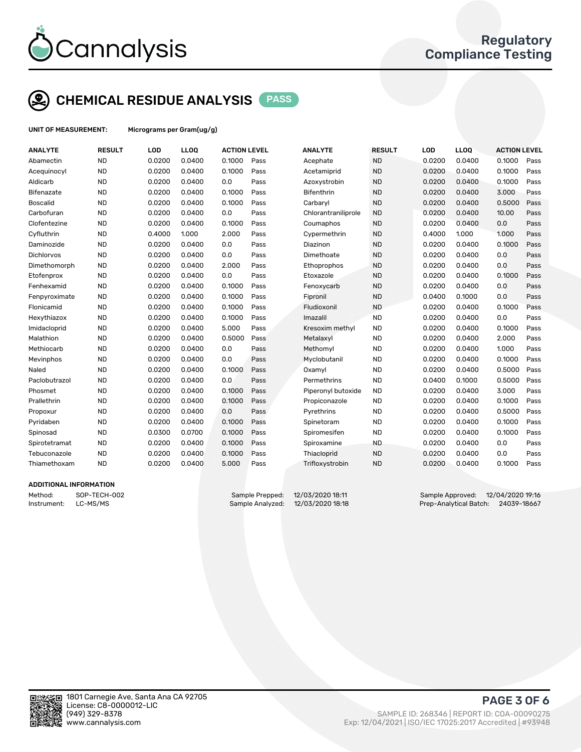Cannalysis

Regulatory Compliance Testing

## CHEMICAL RESIDUE ANALYSIS PASS

**UNIT OF MEASUREMENT:** Micrograms per Gram(ug/g)

| ANALYTE | RESULT | LOD | LLOQ | ACTION LEVEL | | ANALYTE | RESULT | LOD | LLOQ | ACTION LEVEL | |
|---|---|---|---|---|---|---|---|---|---|---|---|
| Abamectin | ND | 0.0200 | 0.0400 | 0.1000 | Pass | Acephate | ND | 0.0200 | 0.0400 | 0.1000 | Pass |
| Acequinocyl | ND | 0.0200 | 0.0400 | 0.1000 | Pass | Acetamiprid | ND | 0.0200 | 0.0400 | 0.1000 | Pass |
| Aldicarb | ND | 0.0200 | 0.0400 | 0.0 | Pass | Azoxystrobin | ND | 0.0200 | 0.0400 | 0.1000 | Pass |
| Bifenazate | ND | 0.0200 | 0.0400 | 0.1000 | Pass | Bifenthrin | ND | 0.0200 | 0.0400 | 3.000 | Pass |
| Boscalid | ND | 0.0200 | 0.0400 | 0.1000 | Pass | Carbaryl | ND | 0.0200 | 0.0400 | 0.5000 | Pass |
| Carbofuran | ND | 0.0200 | 0.0400 | 0.0 | Pass | Chlorantraniliprole | ND | 0.0200 | 0.0400 | 10.00 | Pass |
| Clofentezine | ND | 0.0200 | 0.0400 | 0.1000 | Pass | Coumaphos | ND | 0.0200 | 0.0400 | 0.0 | Pass |
| Cyfluthrin | ND | 0.4000 | 1.000 | 2.000 | Pass | Cypermethrin | ND | 0.4000 | 1.000 | 1.000 | Pass |
| Daminozide | ND | 0.0200 | 0.0400 | 0.0 | Pass | Diazinon | ND | 0.0200 | 0.0400 | 0.1000 | Pass |
| Dichlorvos | ND | 0.0200 | 0.0400 | 0.0 | Pass | Dimethoate | ND | 0.0200 | 0.0400 | 0.0 | Pass |
| Dimethomorph | ND | 0.0200 | 0.0400 | 2.000 | Pass | Ethoprophos | ND | 0.0200 | 0.0400 | 0.0 | Pass |
| Etofenprox | ND | 0.0200 | 0.0400 | 0.0 | Pass | Etoxazole | ND | 0.0200 | 0.0400 | 0.1000 | Pass |
| Fenhexamid | ND | 0.0200 | 0.0400 | 0.1000 | Pass | Fenoxycarb | ND | 0.0200 | 0.0400 | 0.0 | Pass |
| Fenpyroximate | ND | 0.0200 | 0.0400 | 0.1000 | Pass | Fipronil | ND | 0.0400 | 0.1000 | 0.0 | Pass |
| Flonicamid | ND | 0.0200 | 0.0400 | 0.1000 | Pass | Fludioxonil | ND | 0.0200 | 0.0400 | 0.1000 | Pass |
| Hexythiazox | ND | 0.0200 | 0.0400 | 0.1000 | Pass | Imazalil | ND | 0.0200 | 0.0400 | 0.0 | Pass |
| Imidacloprid | ND | 0.0200 | 0.0400 | 5.000 | Pass | Kresoxim methyl | ND | 0.0200 | 0.0400 | 0.1000 | Pass |
| Malathion | ND | 0.0200 | 0.0400 | 0.5000 | Pass | Metalaxyl | ND | 0.0200 | 0.0400 | 2.000 | Pass |
| Methiocarb | ND | 0.0200 | 0.0400 | 0.0 | Pass | Methomyl | ND | 0.0200 | 0.0400 | 1.000 | Pass |
| Mevinphos | ND | 0.0200 | 0.0400 | 0.0 | Pass | Myclobutanil | ND | 0.0200 | 0.0400 | 0.1000 | Pass |
| Naled | ND | 0.0200 | 0.0400 | 0.1000 | Pass | Oxamyl | ND | 0.0200 | 0.0400 | 0.5000 | Pass |
| Paclobutrazol | ND | 0.0200 | 0.0400 | 0.0 | Pass | Permethrins | ND | 0.0400 | 0.1000 | 0.5000 | Pass |
| Phosmet | ND | 0.0200 | 0.0400 | 0.1000 | Pass | Piperonyl butoxide | ND | 0.0200 | 0.0400 | 3.000 | Pass |
| Prallethrin | ND | 0.0200 | 0.0400 | 0.1000 | Pass | Propiconazole | ND | 0.0200 | 0.0400 | 0.1000 | Pass |
| Propoxur | ND | 0.0200 | 0.0400 | 0.0 | Pass | Pyrethrins | ND | 0.0200 | 0.0400 | 0.5000 | Pass |
| Pyridaben | ND | 0.0200 | 0.0400 | 0.1000 | Pass | Spinetoram | ND | 0.0200 | 0.0400 | 0.1000 | Pass |
| Spinosad | ND | 0.0300 | 0.0700 | 0.1000 | Pass | Spiromesifen | ND | 0.0200 | 0.0400 | 0.1000 | Pass |
| Spirotetramat | ND | 0.0200 | 0.0400 | 0.1000 | Pass | Spiroxamine | ND | 0.0200 | 0.0400 | 0.0 | Pass |
| Tebuconazole | ND | 0.0200 | 0.0400 | 0.1000 | Pass | Thiacloprid | ND | 0.0200 | 0.0400 | 0.0 | Pass |
| Thiamethoxam | ND | 0.0200 | 0.0400 | 5.000 | Pass | Trifloxystrobin | ND | 0.0200 | 0.0400 | 0.1000 | Pass |

### ADDITIONAL INFORMATION

Method: SOP-TECH-002
Instrument: LC-MS/MS

Sample Prepped: 12/03/2020 18:11
Sample Analyzed: 12/03/2020 18:18

Sample Approved: 12/04/2020 19:16
Prep-Analytical Batch: 24039-18667

1801 Carnegie Ave, Santa Ana CA 92705
License: C8-0000012-LIC
(949) 329-8378
www.cannalysis.com

SAMPLE ID: 268346 | REPORT ID: COA-00090275
Exp: 12/04/2021 | ISO/IEC 17025:2017 Accredited | #93948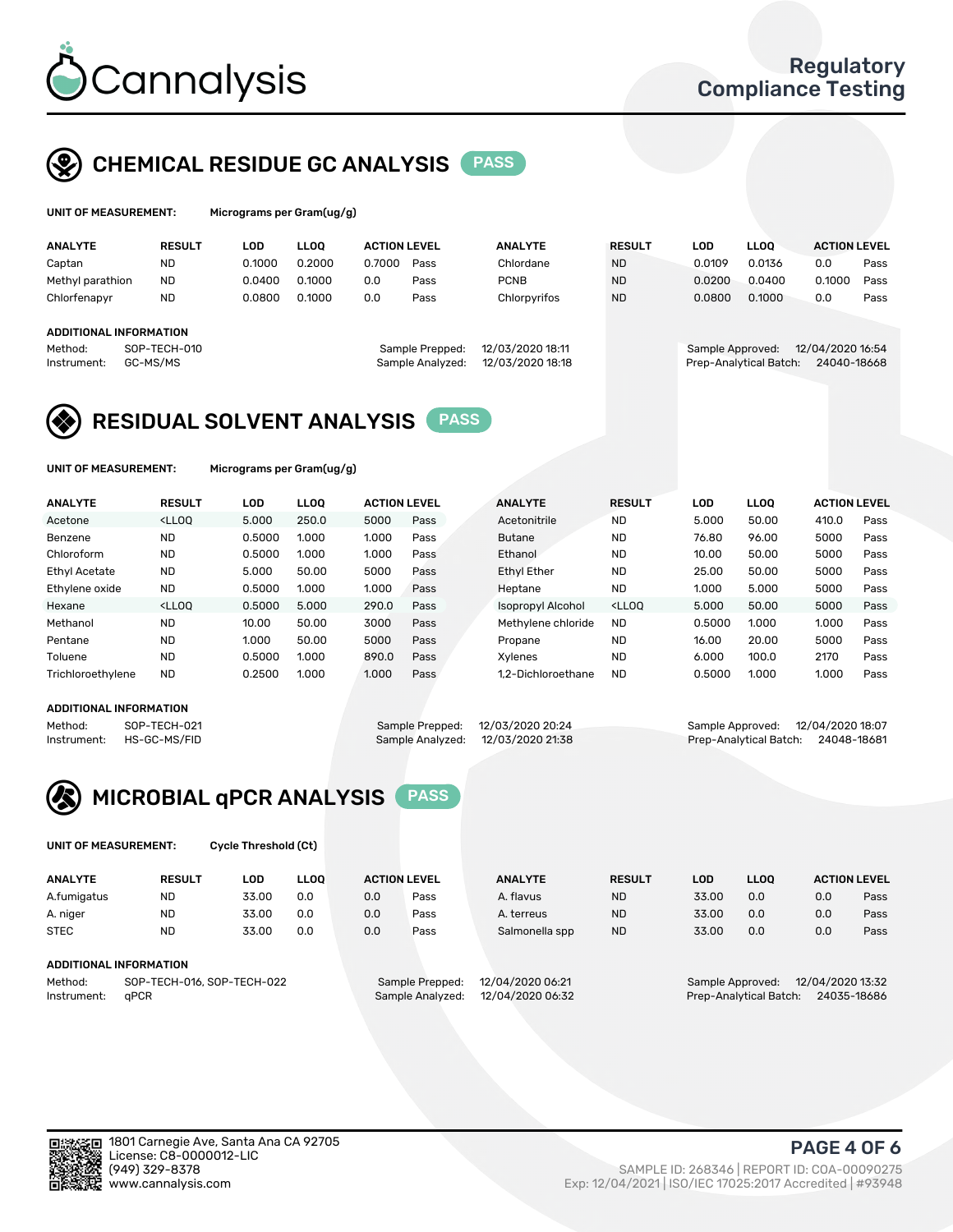# Cannalysis

Regulatory Compliance Testing

## CHEMICAL RESIDUE GC ANALYSIS PASS

**UNIT OF MEASUREMENT:** Micrograms per Gram(ug/g)

| ANALYTE | RESULT | LOD | LLOQ | ACTION LEVEL | | ANALYTE | RESULT | LOD | LLOQ | ACTION LEVEL | |
|---|---|---|---|---|---|---|---|---|---|---|---|
| Captan | ND | 0.1000 | 0.2000 | 0.7000 | Pass | Chlordane | ND | 0.0109 | 0.0136 | 0.0 | Pass |
| Methyl parathion | ND | 0.0400 | 0.1000 | 0.0 | Pass | PCNB | ND | 0.0200 | 0.0400 | 0.1000 | Pass |
| Chlorfenapyr | ND | 0.0800 | 0.1000 | 0.0 | Pass | Chlorpyrifos | ND | 0.0800 | 0.1000 | 0.0 | Pass |

**ADDITIONAL INFORMATION**

Method: SOP-TECH-010
Instrument: GC-MS/MS
Sample Prepped: 12/03/2020 18:11
Sample Analyzed: 12/03/2020 18:18
Sample Approved: 12/04/2020 16:54
Prep-Analytical Batch: 24040-18668

## RESIDUAL SOLVENT ANALYSIS PASS

**UNIT OF MEASUREMENT:** Micrograms per Gram(ug/g)

| ANALYTE | RESULT | LOD | LLOQ | ACTION LEVEL | | ANALYTE | RESULT | LOD | LLOQ | ACTION LEVEL | |
|---|---|---|---|---|---|---|---|---|---|---|---|
| Acetone | <LLOQ | 5.000 | 250.0 | 5000 | Pass | Acetonitrile | ND | 5.000 | 50.00 | 410.0 | Pass |
| Benzene | ND | 0.5000 | 1.000 | 1.000 | Pass | Butane | ND | 76.80 | 96.00 | 5000 | Pass |
| Chloroform | ND | 0.5000 | 1.000 | 1.000 | Pass | Ethanol | ND | 10.00 | 50.00 | 5000 | Pass |
| Ethyl Acetate | ND | 5.000 | 50.00 | 5000 | Pass | Ethyl Ether | ND | 25.00 | 50.00 | 5000 | Pass |
| Ethylene oxide | ND | 0.5000 | 1.000 | 1.000 | Pass | Heptane | ND | 1.000 | 5.000 | 5000 | Pass |
| Hexane | <LLOQ | 0.5000 | 5.000 | 290.0 | Pass | Isopropyl Alcohol | <LLOQ | 5.000 | 50.00 | 5000 | Pass |
| Methanol | ND | 10.00 | 50.00 | 3000 | Pass | Methylene chloride | ND | 0.5000 | 1.000 | 1.000 | Pass |
| Pentane | ND | 1.000 | 50.00 | 5000 | Pass | Propane | ND | 16.00 | 20.00 | 5000 | Pass |
| Toluene | ND | 0.5000 | 1.000 | 890.0 | Pass | Xylenes | ND | 6.000 | 100.0 | 2170 | Pass |
| Trichloroethylene | ND | 0.2500 | 1.000 | 1.000 | Pass | 1,2-Dichloroethane | ND | 0.5000 | 1.000 | 1.000 | Pass |

**ADDITIONAL INFORMATION**

Method: SOP-TECH-021
Instrument: HS-GC-MS/FID
Sample Prepped: 12/03/2020 20:24
Sample Analyzed: 12/03/2020 21:38
Sample Approved: 12/04/2020 18:07
Prep-Analytical Batch: 24048-18681

## MICROBIAL qPCR ANALYSIS PASS

**UNIT OF MEASUREMENT:** Cycle Threshold (Ct)

| ANALYTE | RESULT | LOD | LLOQ | ACTION LEVEL | | ANALYTE | RESULT | LOD | LLOQ | ACTION LEVEL | |
|---|---|---|---|---|---|---|---|---|---|---|---|
| A.fumigatus | ND | 33.00 | 0.0 | 0.0 | Pass | A. flavus | ND | 33.00 | 0.0 | 0.0 | Pass |
| A. niger | ND | 33.00 | 0.0 | 0.0 | Pass | A. terreus | ND | 33.00 | 0.0 | 0.0 | Pass |
| STEC | ND | 33.00 | 0.0 | 0.0 | Pass | Salmonella spp | ND | 33.00 | 0.0 | 0.0 | Pass |

**ADDITIONAL INFORMATION**

Method: SOP-TECH-016, SOP-TECH-022
Instrument: qPCR
Sample Prepped: 12/04/2020 06:21
Sample Analyzed: 12/04/2020 06:32
Sample Approved: 12/04/2020 13:32
Prep-Analytical Batch: 24035-18686

1801 Carnegie Ave, Santa Ana CA 92705
License: C8-0000012-LIC
(949) 329-8378
www.cannalysis.com

SAMPLE ID: 268346 | REPORT ID: COA-00090275
Exp: 12/04/2021 | ISO/IEC 17025:2017 Accredited | #93948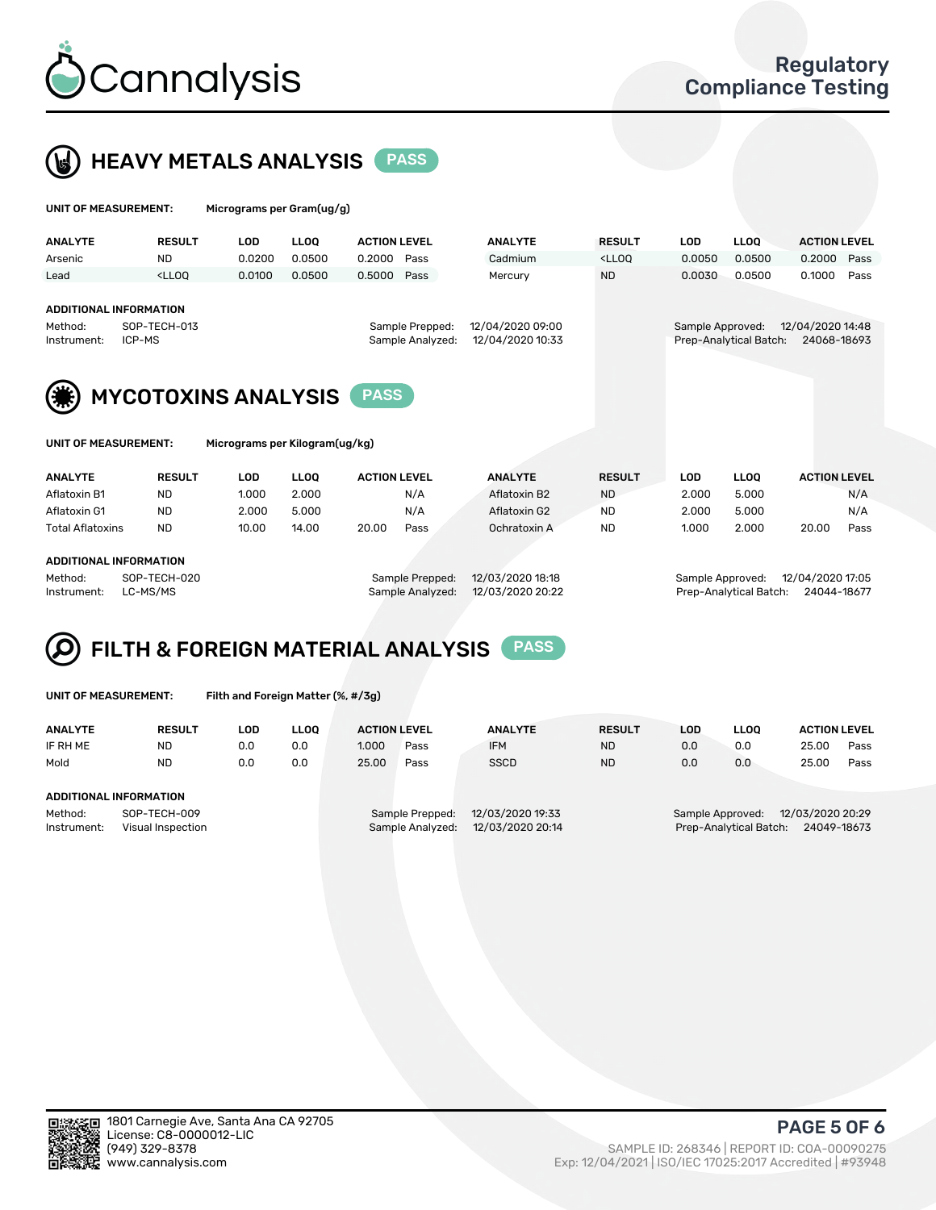# HEAVY METALS ANALYSIS PASS

**UNIT OF MEASUREMENT:** Micrograms per Gram(ug/g)

| ANALYTE | RESULT | LOD | LLOQ | ACTION LEVEL | | ANALYTE | RESULT | LOD | LLOQ | ACTION LEVEL | |
|---|---|---|---|---|---|---|---|---|---|---|---|
| Arsenic | ND | 0.0200 | 0.0500 | 0.2000 | Pass | Cadmium | <LLOQ | 0.0050 | 0.0500 | 0.2000 | Pass |
| Lead | <LLOQ | 0.0100 | 0.0500 | 0.5000 | Pass | Mercury | ND | 0.0030 | 0.0500 | 0.1000 | Pass |

**ADDITIONAL INFORMATION**

| | | | | | |
|---|---|---|---|---|---|
| Method: | SOP-TECH-013 | Sample Prepped: | 12/04/2020 09:00 | Sample Approved: | 12/04/2020 14:48 |
| Instrument: | ICP-MS | Sample Analyzed: | 12/04/2020 10:33 | Prep-Analytical Batch: | 24068-18693 |

# MYCOTOXINS ANALYSIS PASS

**UNIT OF MEASUREMENT:** Micrograms per Kilogram(ug/kg)

| ANALYTE | RESULT | LOD | LLOQ | ACTION LEVEL | | ANALYTE | RESULT | LOD | LLOQ | ACTION LEVEL | |
|---|---|---|---|---|---|---|---|---|---|---|---|
| Aflatoxin B1 | ND | 1.000 | 2.000 | | N/A | Aflatoxin B2 | ND | 2.000 | 5.000 | | N/A |
| Aflatoxin G1 | ND | 2.000 | 5.000 | | N/A | Aflatoxin G2 | ND | 2.000 | 5.000 | | N/A |
| Total Aflatoxins | ND | 10.00 | 14.00 | 20.00 | Pass | Ochratoxin A | ND | 1.000 | 2.000 | 20.00 | Pass |

**ADDITIONAL INFORMATION**

| | | | | | |
|---|---|---|---|---|---|
| Method: | SOP-TECH-020 | Sample Prepped: | 12/03/2020 18:18 | Sample Approved: | 12/04/2020 17:05 |
| Instrument: | LC-MS/MS | Sample Analyzed: | 12/03/2020 20:22 | Prep-Analytical Batch: | 24044-18677 |

# FILTH & FOREIGN MATERIAL ANALYSIS PASS

**UNIT OF MEASUREMENT:** Filth and Foreign Matter (%, #/3g)

| ANALYTE | RESULT | LOD | LLOQ | ACTION LEVEL | | ANALYTE | RESULT | LOD | LLOQ | ACTION LEVEL | |
|---|---|---|---|---|---|---|---|---|---|---|---|
| IF RH ME | ND | 0.0 | 0.0 | 1.000 | Pass | IFM | ND | 0.0 | 0.0 | 25.00 | Pass |
| Mold | ND | 0.0 | 0.0 | 25.00 | Pass | SSCD | ND | 0.0 | 0.0 | 25.00 | Pass |

**ADDITIONAL INFORMATION**

| | | | | | |
|---|---|---|---|---|---|
| Method: | SOP-TECH-009 | Sample Prepped: | 12/03/2020 19:33 | Sample Approved: | 12/03/2020 20:29 |
| Instrument: | Visual Inspection | Sample Analyzed: | 12/03/2020 20:14 | Prep-Analytical Batch: | 24049-18673 |

1801 Carnegie Ave, Santa Ana CA 92705
License: C8-0000012-LIC
(949) 329-8378
www.cannalysis.com

SAMPLE ID: 268346 | REPORT ID: COA-00090275
Exp: 12/04/2021 | ISO/IEC 17025:2017 Accredited | #93948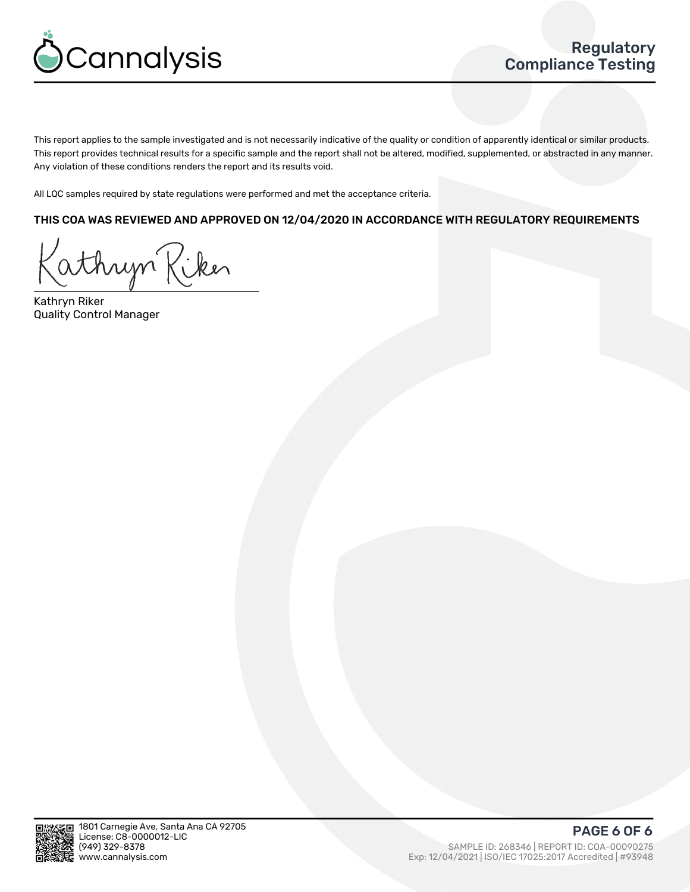This report applies to the sample investigated and is not necessarily indicative of the quality or condition of apparently identical or similar products. This report provides technical results for a specific sample and the report shall not be altered, modified, supplemented, or abstracted in any manner. Any violation of these conditions renders the report and its results void.

All LQC samples required by state regulations were performed and met the acceptance criteria.

**THIS COA WAS REVIEWED AND APPROVED ON 12/04/2020 IN ACCORDANCE WITH REGULATORY REQUIREMENTS**

Kathryn Riker
Quality Control Manager

1801 Carnegie Ave, Santa Ana CA 92705
License: C8-0000012-LIC
(949) 329-8378
www.cannalysis.com

SAMPLE ID: 268346 | REPORT ID: COA-00090275
Exp: 12/04/2021 | ISO/IEC 17025:2017 Accredited | #93948